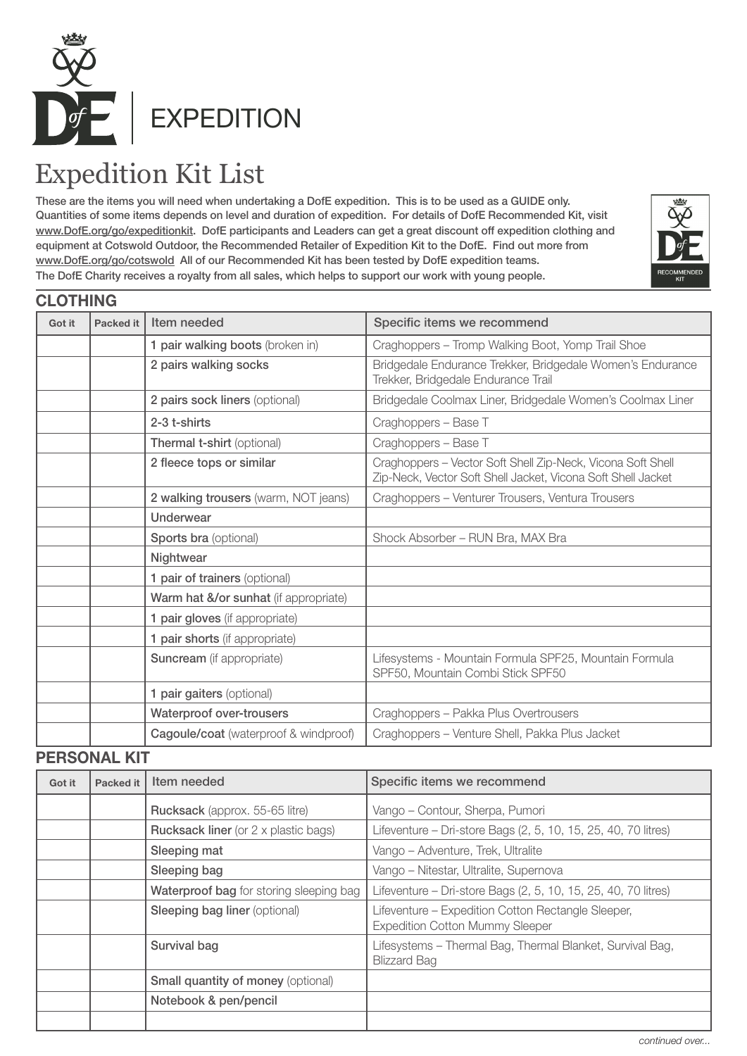# EXPEDITION

# Expedition Kit List

**These are the items you will need when undertaking a DofE expedition. This is to be used as a GUIDE only. Quantities of some items depends on level and duration of expedition. For details of DofE Recommended Kit, visit www.DofE.org/go/expeditionkit. DofE participants and Leaders can get a great discount off expedition clothing and equipment at Cotswold Outdoor, the Recommended Retailer of Expedition Kit to the DofE. Find out more from www.DofE.org/go/cotswold All of our Recommended Kit has been tested by DofE expedition teams. The DofE Charity receives a royalty from all sales, which helps to support our work with young people.**

## CLOTHING

| Got it | Packed it | Item needed | Specific items we recommend |
|---|---|---|---|
| | | **1 pair walking boots** (broken in) | Craghoppers – Tromp Walking Boot, Yomp Trail Shoe |
| | | **2 pairs walking socks** | Bridgedale Endurance Trekker, Bridgedale Women's Endurance Trekker, Bridgedale Endurance Trail |
| | | **2 pairs sock liners** (optional) | Bridgedale Coolmax Liner, Bridgedale Women's Coolmax Liner |
| | | **2-3 t-shirts** | Craghoppers – Base T |
| | | **Thermal t-shirt** (optional) | Craghoppers – Base T |
| | | **2 fleece tops or similar** | Craghoppers – Vector Soft Shell Zip-Neck, Vicona Soft Shell Zip-Neck, Vector Soft Shell Jacket, Vicona Soft Shell Jacket |
| | | **2 walking trousers** (warm, NOT jeans) | Craghoppers – Venturer Trousers, Ventura Trousers |
| | | **Underwear** | |
| | | **Sports bra** (optional) | Shock Absorber – RUN Bra, MAX Bra |
| | | **Nightwear** | |
| | | **1 pair of trainers** (optional) | |
| | | **Warm hat &/or sunhat** (if appropriate) | |
| | | **1 pair gloves** (if appropriate) | |
| | | **1 pair shorts** (if appropriate) | |
| | | **Suncream** (if appropriate) | Lifesystems - Mountain Formula SPF25, Mountain Formula SPF50, Mountain Combi Stick SPF50 |
| | | **1 pair gaiters** (optional) | |
| | | **Waterproof over-trousers** | Craghoppers – Pakka Plus Overtrousers |
| | | **Cagoule/coat** (waterproof & windproof) | Craghoppers – Venture Shell, Pakka Plus Jacket |

## PERSONAL KIT

| Got it | Packed it | Item needed | Specific items we recommend |
|---|---|---|---|
| | | **Rucksack** (approx. 55-65 litre) | Vango – Contour, Sherpa, Pumori |
| | | **Rucksack liner** (or 2 x plastic bags) | Lifeventure – Dri-store Bags (2, 5, 10, 15, 25, 40, 70 litres) |
| | | **Sleeping mat** | Vango – Adventure, Trek, Ultralite |
| | | **Sleeping bag** | Vango – Nitestar, Ultralite, Supernova |
| | | **Waterproof bag** for storing sleeping bag | Lifeventure – Dri-store Bags (2, 5, 10, 15, 25, 40, 70 litres) |
| | | **Sleeping bag liner** (optional) | Lifeventure – Expedition Cotton Rectangle Sleeper, Expedition Cotton Mummy Sleeper |
| | | **Survival bag** | Lifesystems – Thermal Bag, Thermal Blanket, Survival Bag, Blizzard Bag |
| | | **Small quantity of money** (optional) | |
| | | **Notebook & pen/pencil** | |
| | | | |

*continued over...*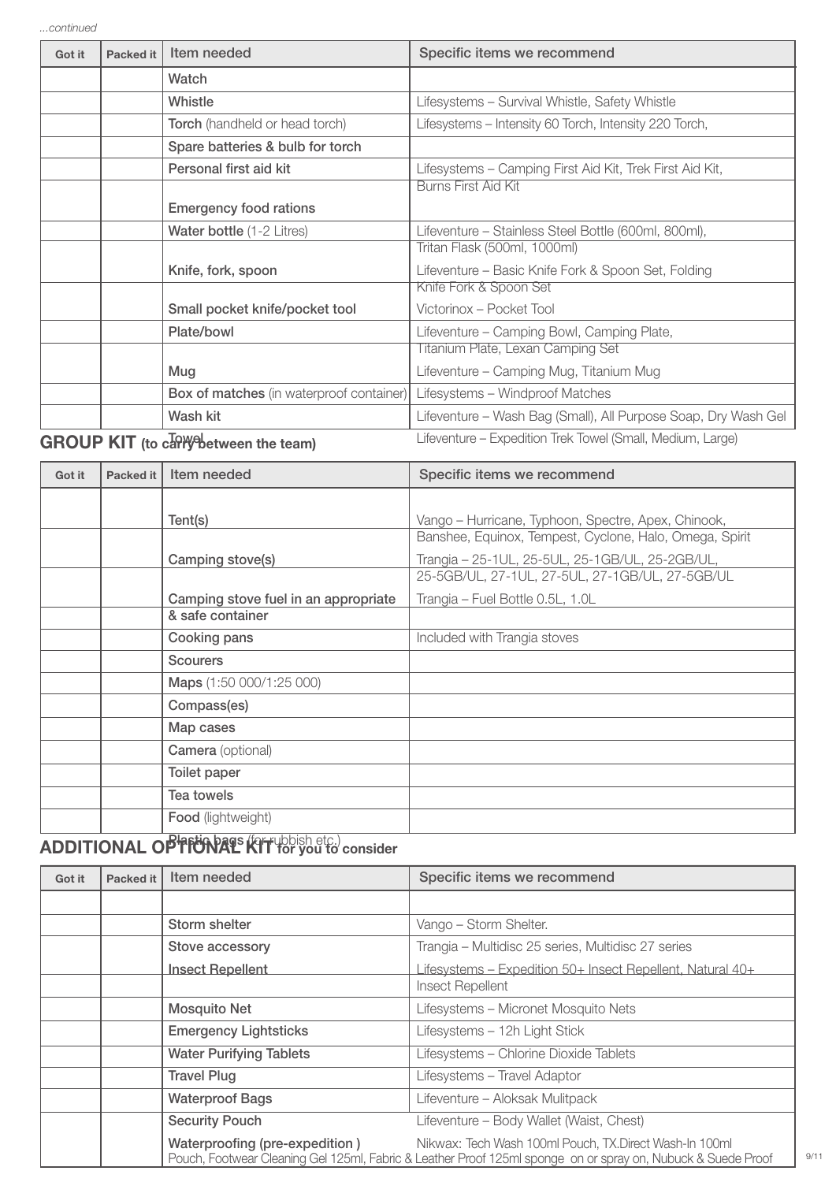*...continued*

| Got it | Packed it | Item needed | Specific items we recommend |
|---|---|---|---|
| | | Watch | |
| | | Whistle | Lifesystems – Survival Whistle, Safety Whistle |
| | | **Torch** (handheld or head torch) | Lifesystems – Intensity 60 Torch, Intensity 220 Torch, |
| | | Spare batteries & bulb for torch | |
| | | Personal first aid kit | Lifesystems – Camping First Aid Kit, Trek First Aid Kit, Burns First Aid Kit |
| | | Emergency food rations | |
| | | **Water bottle** (1-2 Litres) | Lifeventure – Stainless Steel Bottle (600ml, 800ml), Tritan Flask (500ml, 1000ml) |
| | | Knife, fork, spoon | Lifeventure – Basic Knife Fork & Spoon Set, Folding Knife Fork & Spoon Set |
| | | Small pocket knife/pocket tool | Victorinox – Pocket Tool |
| | | Plate/bowl | Lifeventure – Camping Bowl, Camping Plate, Titanium Plate, Lexan Camping Set |
| | | Mug | Lifeventure – Camping Mug, Titanium Mug |
| | | **Box of matches** (in waterproof container) | Lifesystems – Windproof Matches |
| | | Wash kit | Lifeventure – Wash Bag (Small), All Purpose Soap, Dry Wash Gel |
| | | Towel | Lifeventure – Expedition Trek Towel (Small, Medium, Large) |

## GROUP KIT (to carry between the team)

| Got it | Packed it | Item needed | Specific items we recommend |
|---|---|---|---|
| | | Tent(s) | Vango – Hurricane, Typhoon, Spectre, Apex, Chinook, Banshee, Equinox, Tempest, Cyclone, Halo, Omega, Spirit |
| | | Camping stove(s) | Trangia – 25-1UL, 25-5UL, 25-1GB/UL, 25-2GB/UL, 25-5GB/UL, 27-1UL, 27-5UL, 27-1GB/UL, 27-5GB/UL |
| | | Camping stove fuel in an appropriate & safe container | Trangia – Fuel Bottle 0.5L, 1.0L |
| | | Cooking pans | Included with Trangia stoves |
| | | Scourers | |
| | | **Maps** (1:50 000/1:25 000) | |
| | | Compass(es) | |
| | | Map cases | |
| | | **Camera** (optional) | |
| | | Toilet paper | |
| | | Tea towels | |
| | | **Food** (lightweight) | |
| | | **Plastic bags** (for rubbish etc.) | |

## ADDITIONAL OPTIONAL KIT for you to consider

| Got it | Packed it | Item needed | Specific items we recommend |
|---|---|---|---|
| | | Storm shelter | Vango – Storm Shelter. |
| | | Stove accessory | Trangia – Multidisc 25 series, Multidisc 27 series |
| | | Insect Repellent | Lifesystems – Expedition 50+ Insect Repellent, Natural 40+ Insect Repellent |
| | | Mosquito Net | Lifesystems – Micronet Mosquito Nets |
| | | Emergency Lightsticks | Lifesystems – 12h Light Stick |
| | | Water Purifying Tablets | Lifesystems – Chlorine Dioxide Tablets |
| | | Travel Plug | Lifesystems – Travel Adaptor |
| | | Waterproof Bags | Lifeventure – Aloksak Mulitpack |
| | | Security Pouch | Lifeventure – Body Wallet (Waist, Chest) |
| | | Waterproofing (pre-expedition ) | Nikwax: Tech Wash 100ml Pouch, TX.Direct Wash-In 100ml Pouch, Footwear Cleaning Gel 125ml, Fabric & Leather Proof 125ml sponge on or spray on, Nubuck & Suede Proof |